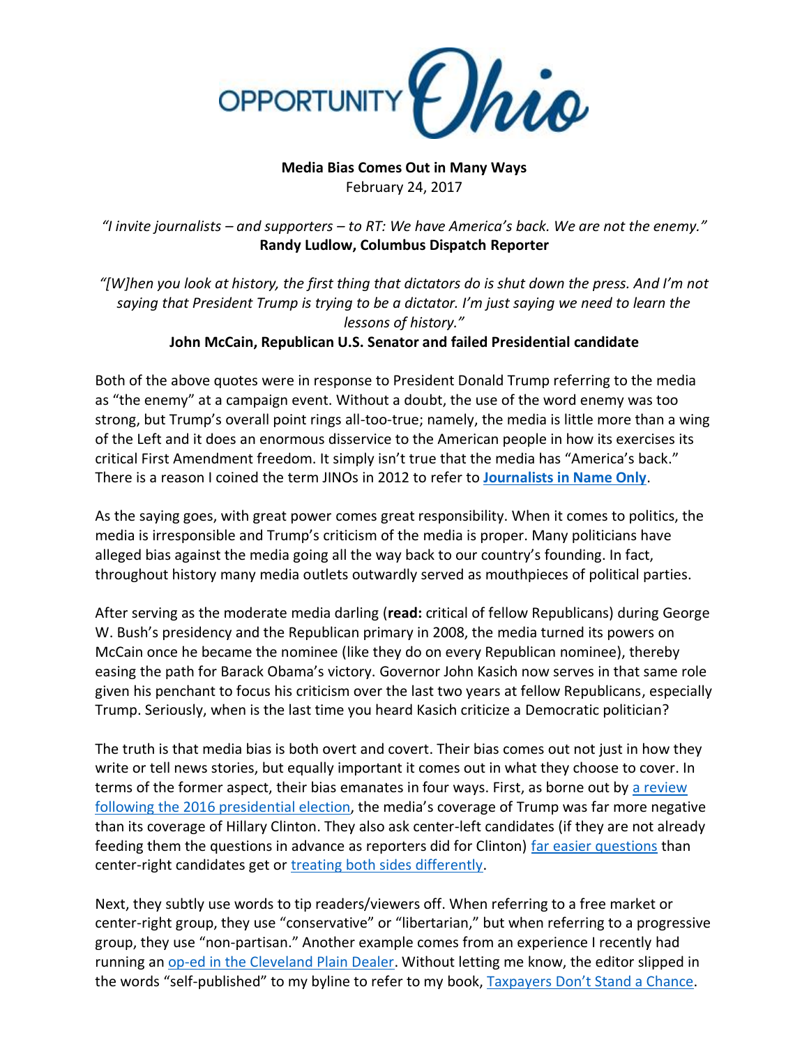OPPORTUNITY Ohio

**Media Bias Comes Out in Many Ways**
February 24, 2017

*"I invite journalists – and supporters – to RT: We have America's back. We are not the enemy."*
**Randy Ludlow, Columbus Dispatch Reporter**

*"[W]hen you look at history, the first thing that dictators do is shut down the press. And I'm not saying that President Trump is trying to be a dictator. I'm just saying we need to learn the lessons of history."*
**John McCain, Republican U.S. Senator and failed Presidential candidate**

Both of the above quotes were in response to President Donald Trump referring to the media as "the enemy" at a campaign event. Without a doubt, the use of the word enemy was too strong, but Trump's overall point rings all-too-true; namely, the media is little more than a wing of the Left and it does an enormous disservice to the American people in how its exercises its critical First Amendment freedom. It simply isn't true that the media has "America's back." There is a reason I coined the term JINOs in 2012 to refer to **Journalists in Name Only**.

As the saying goes, with great power comes great responsibility. When it comes to politics, the media is irresponsible and Trump's criticism of the media is proper. Many politicians have alleged bias against the media going all the way back to our country's founding. In fact, throughout history many media outlets outwardly served as mouthpieces of political parties.

After serving as the moderate media darling (**read:** critical of fellow Republicans) during George W. Bush's presidency and the Republican primary in 2008, the media turned its powers on McCain once he became the nominee (like they do on every Republican nominee), thereby easing the path for Barack Obama's victory. Governor John Kasich now serves in that same role given his penchant to focus his criticism over the last two years at fellow Republicans, especially Trump. Seriously, when is the last time you heard Kasich criticize a Democratic politician?

The truth is that media bias is both overt and covert. Their bias comes out not just in how they write or tell news stories, but equally important it comes out in what they choose to cover. In terms of the former aspect, their bias emanates in four ways. First, as borne out by a review following the 2016 presidential election, the media's coverage of Trump was far more negative than its coverage of Hillary Clinton. They also ask center-left candidates (if they are not already feeding them the questions in advance as reporters did for Clinton) far easier questions than center-right candidates get or treating both sides differently.

Next, they subtly use words to tip readers/viewers off. When referring to a free market or center-right group, they use "conservative" or "libertarian," but when referring to a progressive group, they use "non-partisan." Another example comes from an experience I recently had running an op-ed in the Cleveland Plain Dealer. Without letting me know, the editor slipped in the words "self-published" to my byline to refer to my book, Taxpayers Don't Stand a Chance.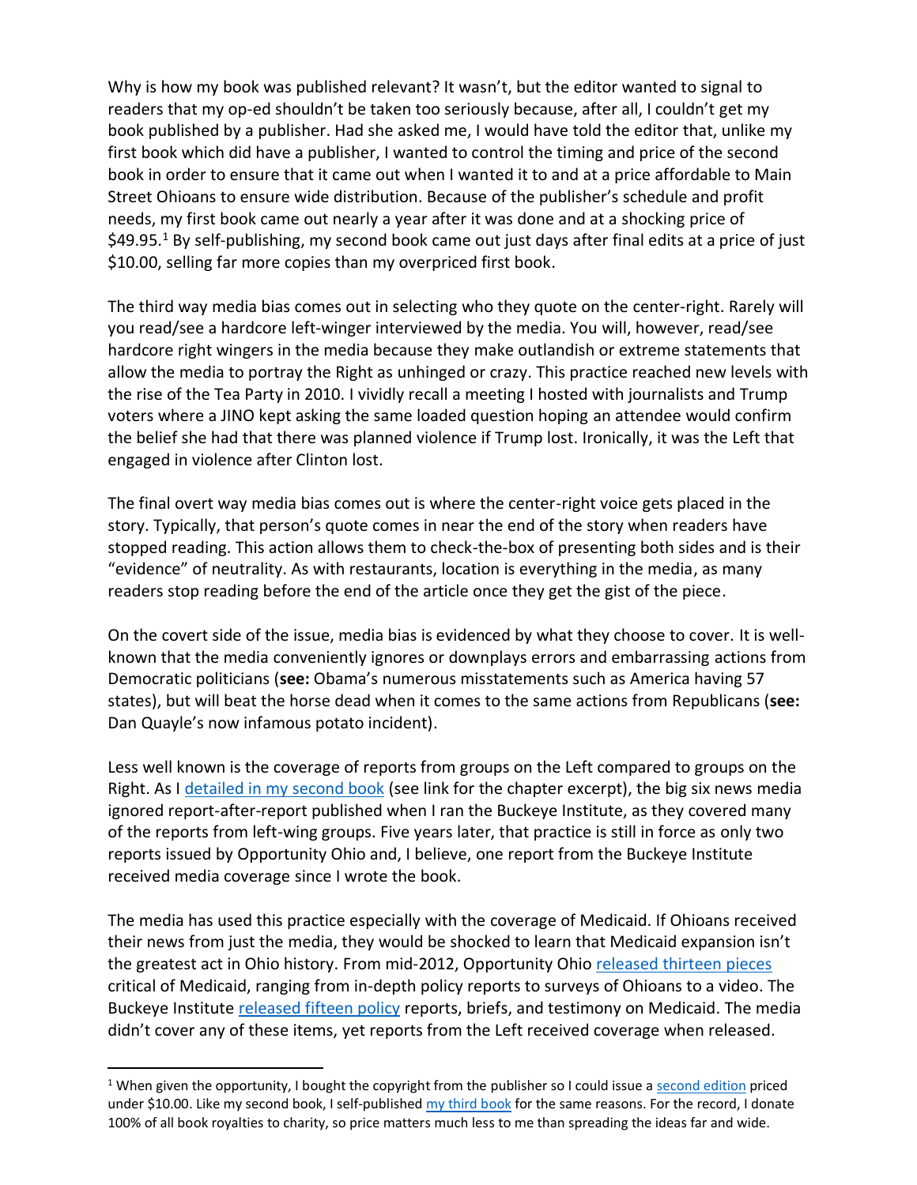Why is how my book was published relevant? It wasn't, but the editor wanted to signal to readers that my op-ed shouldn't be taken too seriously because, after all, I couldn't get my book published by a publisher. Had she asked me, I would have told the editor that, unlike my first book which did have a publisher, I wanted to control the timing and price of the second book in order to ensure that it came out when I wanted it to and at a price affordable to Main Street Ohioans to ensure wide distribution. Because of the publisher's schedule and profit needs, my first book came out nearly a year after it was done and at a shocking price of \$49.95.[1] By self-publishing, my second book came out just days after final edits at a price of just \$10.00, selling far more copies than my overpriced first book.

The third way media bias comes out in selecting who they quote on the center-right. Rarely will you read/see a hardcore left-winger interviewed by the media. You will, however, read/see hardcore right wingers in the media because they make outlandish or extreme statements that allow the media to portray the Right as unhinged or crazy. This practice reached new levels with the rise of the Tea Party in 2010. I vividly recall a meeting I hosted with journalists and Trump voters where a JINO kept asking the same loaded question hoping an attendee would confirm the belief she had that there was planned violence if Trump lost. Ironically, it was the Left that engaged in violence after Clinton lost.

The final overt way media bias comes out is where the center-right voice gets placed in the story. Typically, that person's quote comes in near the end of the story when readers have stopped reading. This action allows them to check-the-box of presenting both sides and is their "evidence" of neutrality. As with restaurants, location is everything in the media, as many readers stop reading before the end of the article once they get the gist of the piece.

On the covert side of the issue, media bias is evidenced by what they choose to cover. It is well-known that the media conveniently ignores or downplays errors and embarrassing actions from Democratic politicians (**see:** Obama's numerous misstatements such as America having 57 states), but will beat the horse dead when it comes to the same actions from Republicans (**see:** Dan Quayle's now infamous potato incident).

Less well known is the coverage of reports from groups on the Left compared to groups on the Right. As I detailed in my second book (see link for the chapter excerpt), the big six news media ignored report-after-report published when I ran the Buckeye Institute, as they covered many of the reports from left-wing groups. Five years later, that practice is still in force as only two reports issued by Opportunity Ohio and, I believe, one report from the Buckeye Institute received media coverage since I wrote the book.

The media has used this practice especially with the coverage of Medicaid. If Ohioans received their news from just the media, they would be shocked to learn that Medicaid expansion isn't the greatest act in Ohio history. From mid-2012, Opportunity Ohio released thirteen pieces critical of Medicaid, ranging from in-depth policy reports to surveys of Ohioans to a video. The Buckeye Institute released fifteen policy reports, briefs, and testimony on Medicaid. The media didn't cover any of these items, yet reports from the Left received coverage when released.

[1] When given the opportunity, I bought the copyright from the publisher so I could issue a second edition priced under \$10.00. Like my second book, I self-published my third book for the same reasons. For the record, I donate 100% of all book royalties to charity, so price matters much less to me than spreading the ideas far and wide.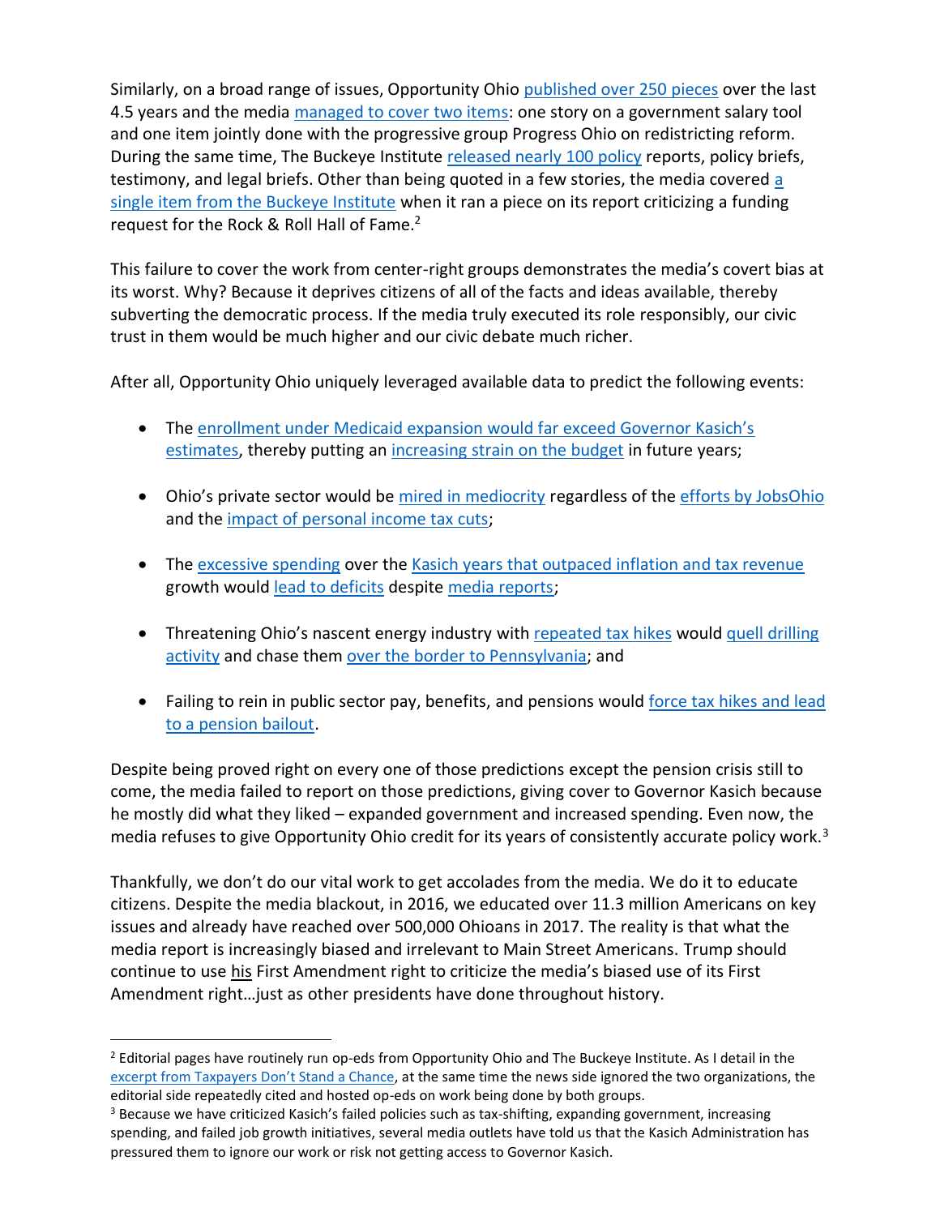Similarly, on a broad range of issues, Opportunity Ohio published over 250 pieces over the last 4.5 years and the media managed to cover two items: one story on a government salary tool and one item jointly done with the progressive group Progress Ohio on redistricting reform. During the same time, The Buckeye Institute released nearly 100 policy reports, policy briefs, testimony, and legal briefs. Other than being quoted in a few stories, the media covered a single item from the Buckeye Institute when it ran a piece on its report criticizing a funding request for the Rock & Roll Hall of Fame.[2]

This failure to cover the work from center-right groups demonstrates the media's covert bias at its worst. Why? Because it deprives citizens of all of the facts and ideas available, thereby subverting the democratic process. If the media truly executed its role responsibly, our civic trust in them would be much higher and our civic debate much richer.

After all, Opportunity Ohio uniquely leveraged available data to predict the following events:

- The enrollment under Medicaid expansion would far exceed Governor Kasich's estimates, thereby putting an increasing strain on the budget in future years;
- Ohio's private sector would be mired in mediocrity regardless of the efforts by JobsOhio and the impact of personal income tax cuts;
- The excessive spending over the Kasich years that outpaced inflation and tax revenue growth would lead to deficits despite media reports;
- Threatening Ohio's nascent energy industry with repeated tax hikes would quell drilling activity and chase them over the border to Pennsylvania; and
- Failing to rein in public sector pay, benefits, and pensions would force tax hikes and lead to a pension bailout.

Despite being proved right on every one of those predictions except the pension crisis still to come, the media failed to report on those predictions, giving cover to Governor Kasich because he mostly did what they liked – expanded government and increased spending. Even now, the media refuses to give Opportunity Ohio credit for its years of consistently accurate policy work.[3]

Thankfully, we don't do our vital work to get accolades from the media. We do it to educate citizens. Despite the media blackout, in 2016, we educated over 11.3 million Americans on key issues and already have reached over 500,000 Ohioans in 2017. The reality is that what the media report is increasingly biased and irrelevant to Main Street Americans. Trump should continue to use his First Amendment right to criticize the media's biased use of its First Amendment right…just as other presidents have done throughout history.

---

[2] Editorial pages have routinely run op-eds from Opportunity Ohio and The Buckeye Institute. As I detail in the excerpt from Taxpayers Don't Stand a Chance, at the same time the news side ignored the two organizations, the editorial side repeatedly cited and hosted op-eds on work being done by both groups.

[3] Because we have criticized Kasich's failed policies such as tax-shifting, expanding government, increasing spending, and failed job growth initiatives, several media outlets have told us that the Kasich Administration has pressured them to ignore our work or risk not getting access to Governor Kasich.